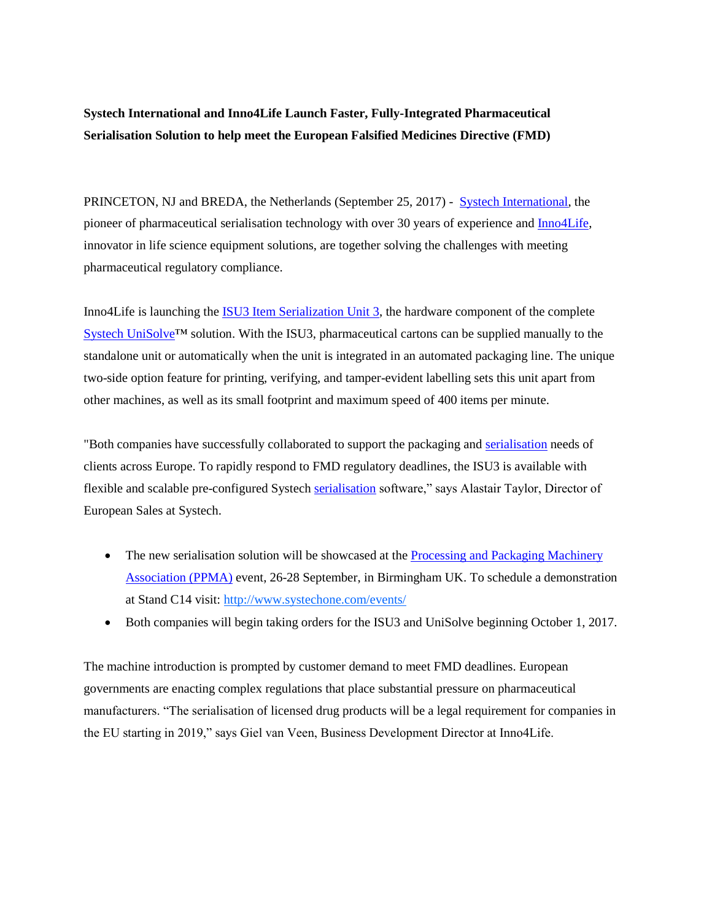**Systech International and Inno4Life Launch Faster, Fully-Integrated Pharmaceutical Serialisation Solution to help meet the European Falsified Medicines Directive (FMD)**

PRINCETON, NJ and BREDA, the Netherlands (September 25, 2017) - Systech International, the pioneer of pharmaceutical serialisation technology with over 30 years of experience and Inno4Life, innovator in life science equipment solutions, are together solving the challenges with meeting pharmaceutical regulatory compliance.

Inno4Life is launching the ISU3 Item Serialization Unit 3, the hardware component of the complete Systech UniSolve™ solution. With the ISU3, pharmaceutical cartons can be supplied manually to the standalone unit or automatically when the unit is integrated in an automated packaging line. The unique two-side option feature for printing, verifying, and tamper-evident labelling sets this unit apart from other machines, as well as its small footprint and maximum speed of 400 items per minute.

"Both companies have successfully collaborated to support the packaging and serialisation needs of clients across Europe. To rapidly respond to FMD regulatory deadlines, the ISU3 is available with flexible and scalable pre-configured Systech serialisation software," says Alastair Taylor, Director of European Sales at Systech.

- The new serialisation solution will be showcased at the Processing and Packaging Machinery Association (PPMA) event, 26-28 September, in Birmingham UK. To schedule a demonstration at Stand C14 visit: http://www.systechone.com/events/
- Both companies will begin taking orders for the ISU3 and UniSolve beginning October 1, 2017.

The machine introduction is prompted by customer demand to meet FMD deadlines. European governments are enacting complex regulations that place substantial pressure on pharmaceutical manufacturers. "The serialisation of licensed drug products will be a legal requirement for companies in the EU starting in 2019," says Giel van Veen, Business Development Director at Inno4Life.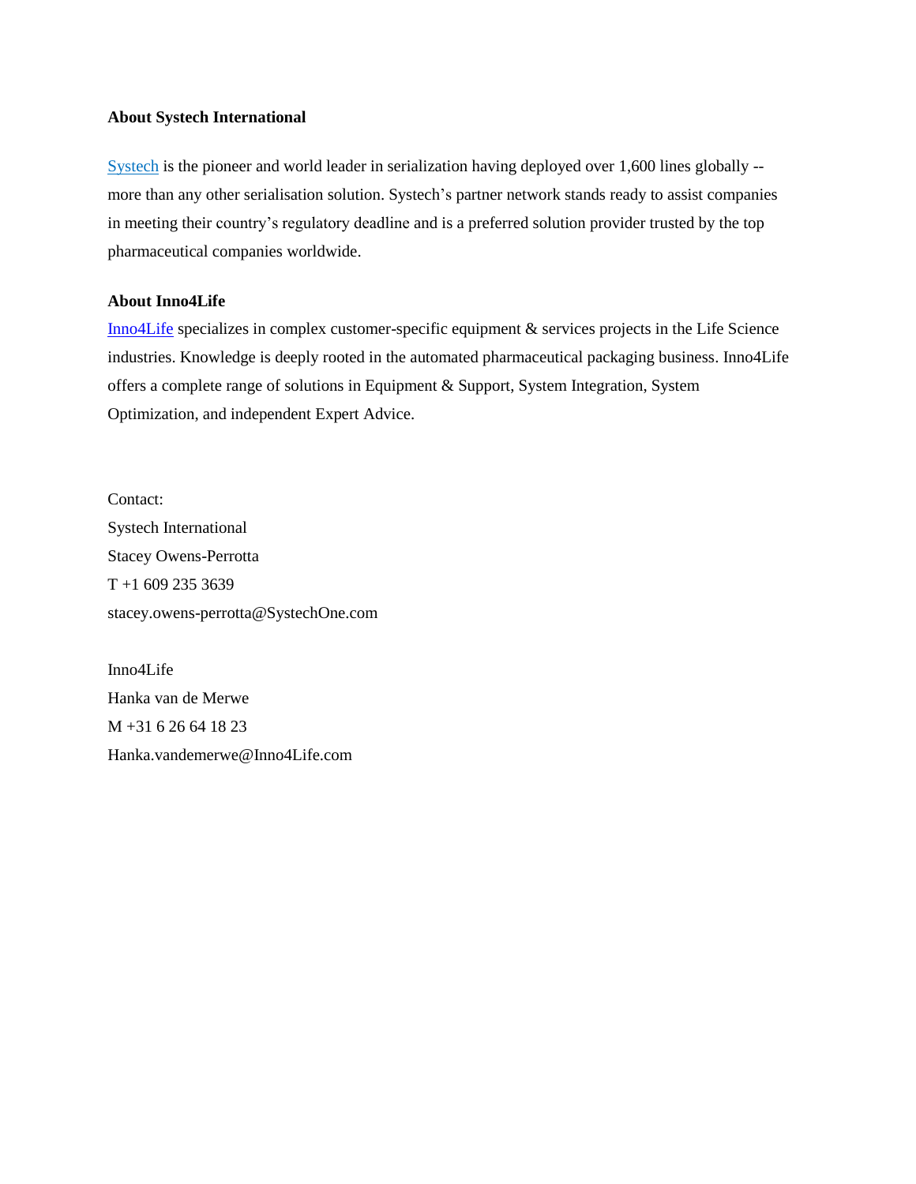**About Systech International**

Systech is the pioneer and world leader in serialization having deployed over 1,600 lines globally -- more than any other serialisation solution. Systech's partner network stands ready to assist companies in meeting their country's regulatory deadline and is a preferred solution provider trusted by the top pharmaceutical companies worldwide.

**About Inno4Life**

Inno4Life specializes in complex customer-specific equipment & services projects in the Life Science industries. Knowledge is deeply rooted in the automated pharmaceutical packaging business. Inno4Life offers a complete range of solutions in Equipment & Support, System Integration, System Optimization, and independent Expert Advice.

Contact:
Systech International
Stacey Owens-Perrotta
T +1 609 235 3639
stacey.owens-perrotta@SystechOne.com

Inno4Life
Hanka van de Merwe
M +31 6 26 64 18 23
Hanka.vandemerwe@Inno4Life.com